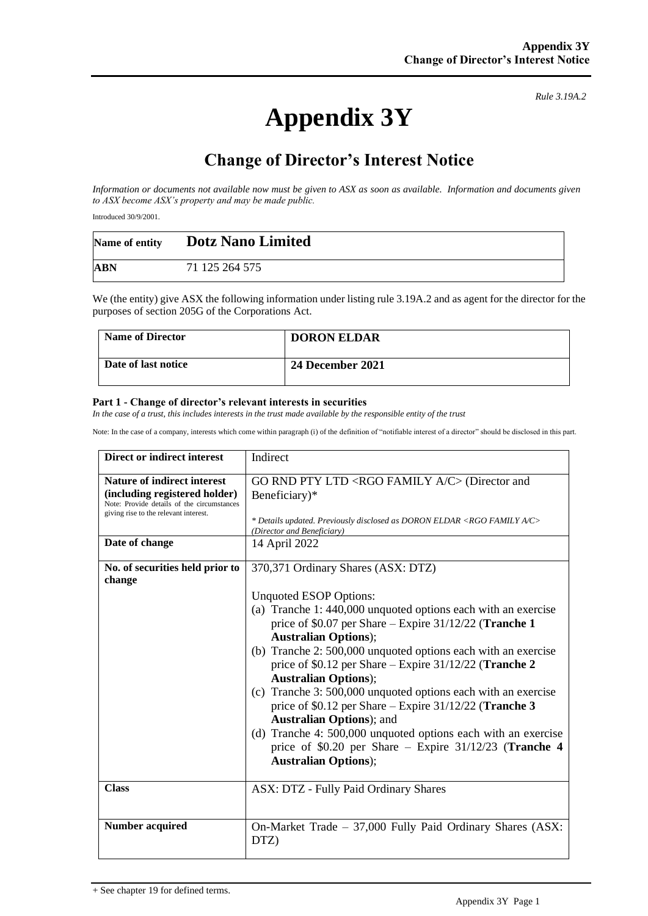*Rule 3.19A.2*

# Appendix 3Y

## Change of Director's Interest Notice

*Information or documents not available now must be given to ASX as soon as available. Information and documents given to ASX become ASX's property and may be made public.*

Introduced 30/9/2001.

| **Name of entity** | **Dotz Nano Limited** |
|---|---|
| **ABN** | 71 125 264 575 |

We (the entity) give ASX the following information under listing rule 3.19A.2 and as agent for the director for the purposes of section 205G of the Corporations Act.

| **Name of Director** | **DORON ELDAR** |
|---|---|
| **Date of last notice** | **24 December 2021** |

#### Part 1 - Change of director's relevant interests in securities

*In the case of a trust, this includes interests in the trust made available by the responsible entity of the trust*

Note: In the case of a company, interests which come within paragraph (i) of the definition of "notifiable interest of a director" should be disclosed in this part.

| | |
|---|---|
| **Direct or indirect interest** | Indirect |
| **Nature of indirect interest (including registered holder)** Note: Provide details of the circumstances giving rise to the relevant interest. | GO RND PTY LTD <RGO FAMILY A/C> (Director and Beneficiary)*<br><br>*\* Details updated. Previously disclosed as DORON ELDAR <RGO FAMILY A/C> (Director and Beneficiary)* |
| **Date of change** | 14 April 2022 |
| **No. of securities held prior to change** | 370,371 Ordinary Shares (ASX: DTZ)<br><br>Unquoted ESOP Options:<br>(a) Tranche 1: 440,000 unquoted options each with an exercise price of \$0.07 per Share – Expire 31/12/22 (**Tranche 1 Australian Options**);<br>(b) Tranche 2: 500,000 unquoted options each with an exercise price of \$0.12 per Share – Expire 31/12/22 (**Tranche 2 Australian Options**);<br>(c) Tranche 3: 500,000 unquoted options each with an exercise price of \$0.12 per Share – Expire 31/12/22 (**Tranche 3 Australian Options**); and<br>(d) Tranche 4: 500,000 unquoted options each with an exercise price of \$0.20 per Share – Expire 31/12/23 (**Tranche 4 Australian Options**); |
| **Class** | ASX: DTZ - Fully Paid Ordinary Shares |
| **Number acquired** | On-Market Trade – 37,000 Fully Paid Ordinary Shares (ASX: DTZ) |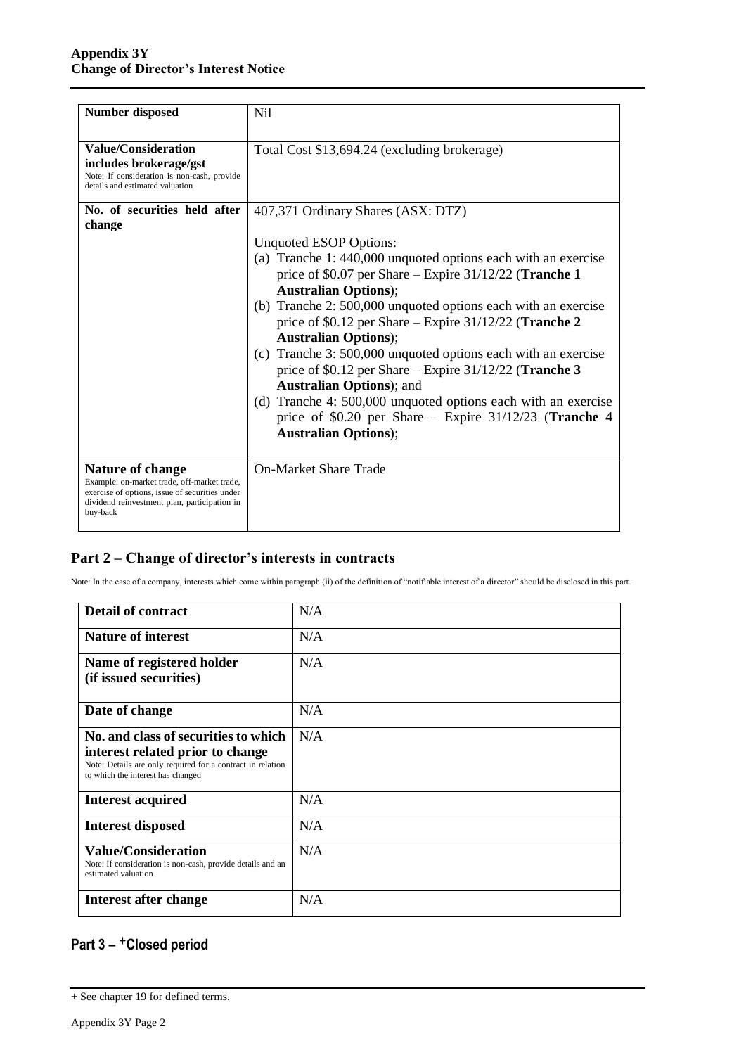| | |
|---|---|
| **Number disposed** | Nil |
| **Value/Consideration includes brokerage/gst**<br>Note: If consideration is non-cash, provide details and estimated valuation | Total Cost $13,694.24 (excluding brokerage) |
| **No. of securities held after change** | 407,371 Ordinary Shares (ASX: DTZ)<br><br>Unquoted ESOP Options:<br>(a) Tranche 1: 440,000 unquoted options each with an exercise price of $0.07 per Share – Expire 31/12/22 (**Tranche 1 Australian Options**);<br>(b) Tranche 2: 500,000 unquoted options each with an exercise price of $0.12 per Share – Expire 31/12/22 (**Tranche 2 Australian Options**);<br>(c) Tranche 3: 500,000 unquoted options each with an exercise price of $0.12 per Share – Expire 31/12/22 (**Tranche 3 Australian Options**); and<br>(d) Tranche 4: 500,000 unquoted options each with an exercise price of $0.20 per Share – Expire 31/12/23 (**Tranche 4 Australian Options**); |
| **Nature of change**<br>Example: on-market trade, off-market trade, exercise of options, issue of securities under dividend reinvestment plan, participation in buy-back | On-Market Share Trade |

## Part 2 – Change of director's interests in contracts

Note: In the case of a company, interests which come within paragraph (ii) of the definition of "notifiable interest of a director" should be disclosed in this part.

| | |
|---|---|
| **Detail of contract** | N/A |
| **Nature of interest** | N/A |
| **Name of registered holder (if issued securities)** | N/A |
| **Date of change** | N/A |
| **No. and class of securities to which interest related prior to change**<br>Note: Details are only required for a contract in relation to which the interest has changed | N/A |
| **Interest acquired** | N/A |
| **Interest disposed** | N/A |
| **Value/Consideration**<br>Note: If consideration is non-cash, provide details and an estimated valuation | N/A |
| **Interest after change** | N/A |

## Part 3 – +Closed period

+ See chapter 19 for defined terms.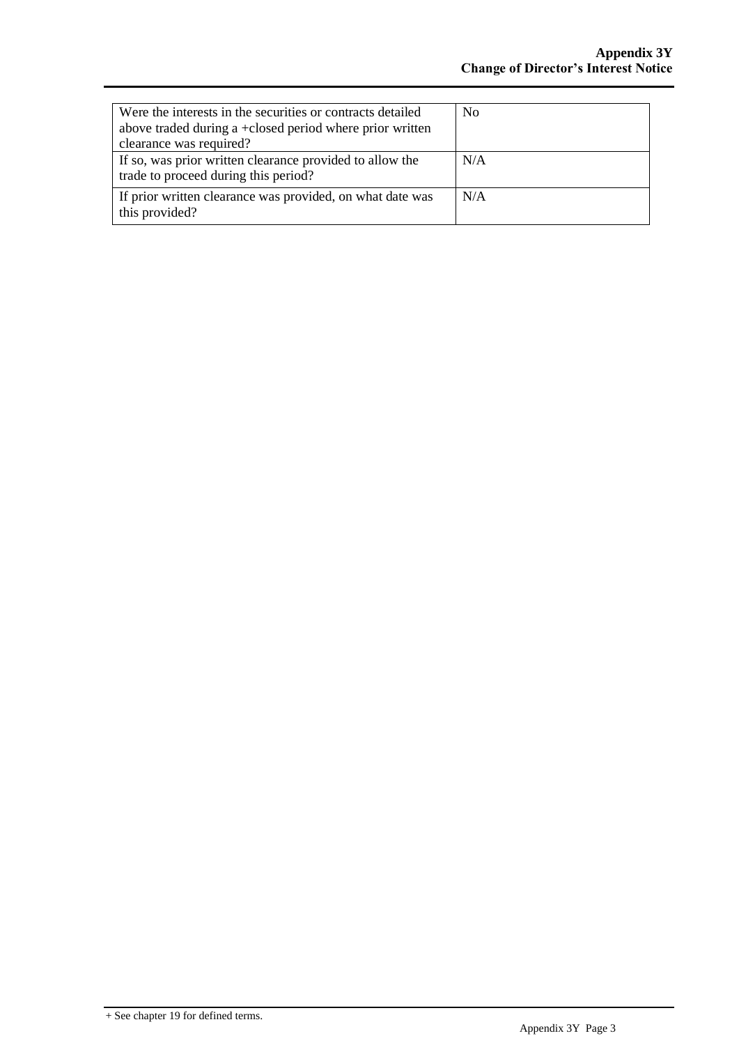| | |
|---|---|
| Were the interests in the securities or contracts detailed above traded during a +closed period where prior written clearance was required? | No |
| If so, was prior written clearance provided to allow the trade to proceed during this period? | N/A |
| If prior written clearance was provided, on what date was this provided? | N/A |

+ See chapter 19 for defined terms.